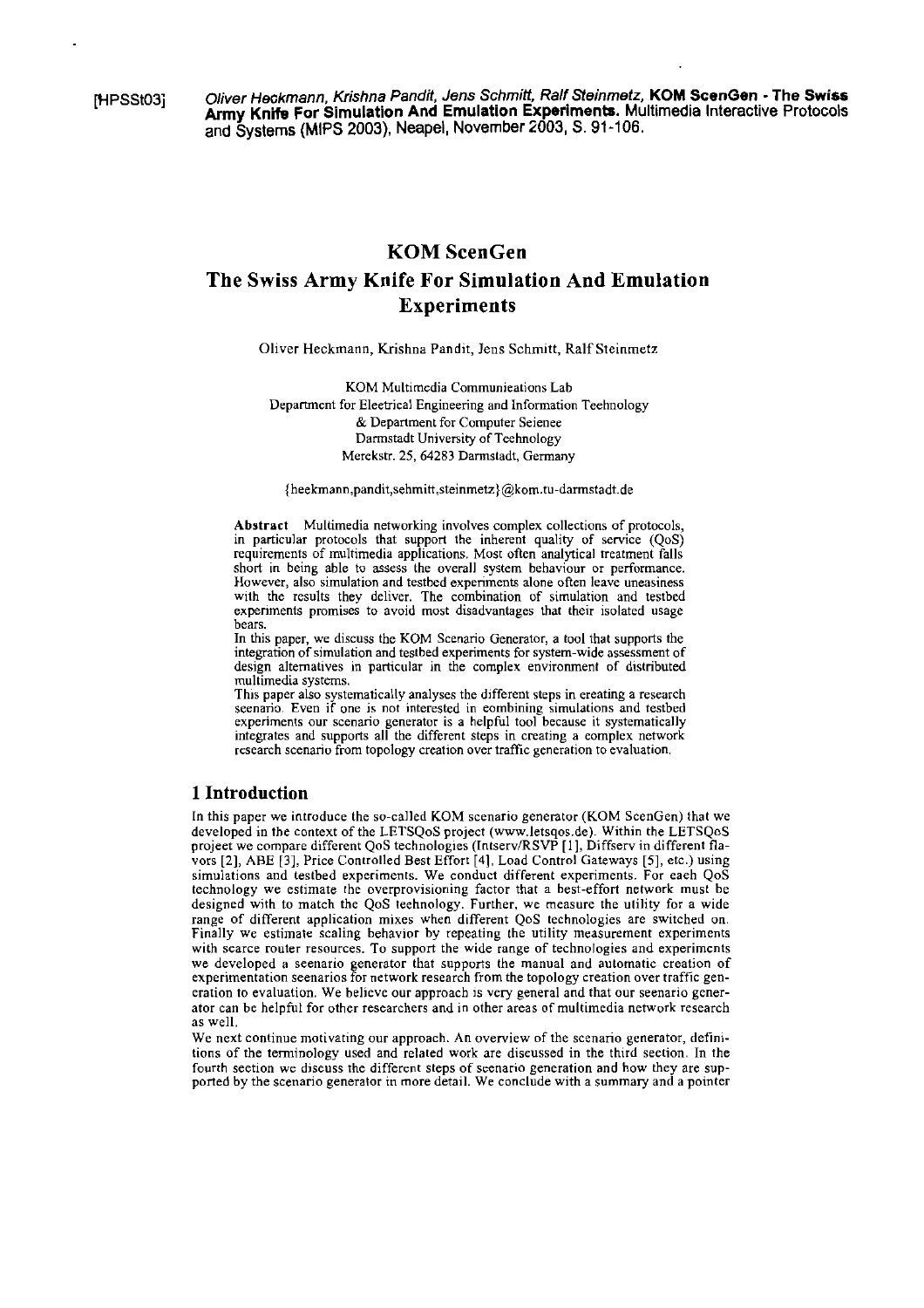[HPSSt03] *Oliver Heckmann, Krishna Pandit, Jens Schmitt, Ralf Steinmetz,* **KOM ScenGen - The Swiss Army Knife For Simulation And Emulation Experiments.** Multimedia Interactive Protocols and Systems (MIPS 2003), Neapel, November 2003, S. 91-106.

# KOM ScenGen
# The Swiss Army Knife For Simulation And Emulation Experiments

Oliver Heckmann, Krishna Pandit, Jens Schmitt, Ralf Steinmetz

KOM Multimedia Communications Lab
Department for Electrical Engineering and Information Technology
& Department for Computer Science
Darmstadt University of Technology
Merckstr. 25, 64283 Darmstadt, Germany

{heckmann,pandit,schmitt,steinmetz}@kom.tu-darmstadt.de

**Abstract** Multimedia networking involves complex collections of protocols, in particular protocols that support the inherent quality of service (QoS) requirements of multimedia applications. Most often analytical treatment falls short in being able to assess the overall system behaviour or performance. However, also simulation and testbed experiments alone often leave uneasiness with the results they deliver. The combination of simulation and testbed experiments promises to avoid most disadvantages that their isolated usage bears.

In this paper, we discuss the KOM Scenario Generator, a tool that supports the integration of simulation and testbed experiments for system-wide assessment of design alternatives in particular in the complex environment of distributed multimedia systems.

This paper also systematically analyses the different steps in creating a research scenario. Even if one is not interested in combining simulations and testbed experiments our scenario generator is a helpful tool because it systematically integrates and supports all the different steps in creating a complex network research scenario from topology creation over traffic generation to evaluation.

## 1 Introduction

In this paper we introduce the so-called KOM scenario generator (KOM ScenGen) that we developed in the context of the LETSQoS project (www.letsqos.de). Within the LETSQoS project we compare different QoS technologies (Intserv/RSVP [1], Diffserv in different flavors [2], ABE [3], Price Controlled Best Effort [4], Load Control Gateways [5], etc.) using simulations and testbed experiments. We conduct different experiments. For each QoS technology we estimate the overprovisioning factor that a best-effort network must be designed with to match the QoS technology. Further, we measure the utility for a wide range of different application mixes when different QoS technologies are switched on. Finally we estimate scaling behavior by repeating the utility measurement experiments with scarce router resources. To support the wide range of technologies and experiments we developed a scenario generator that supports the manual and automatic creation of experimentation scenarios for network research from the topology creation over traffic generation to evaluation. We believe our approach is very general and that our scenario generator can be helpful for other researchers and in other areas of multimedia network research as well.

We next continue motivating our approach. An overview of the scenario generator, definitions of the terminology used and related work are discussed in the third section. In the fourth section we discuss the different steps of scenario generation and how they are supported by the scenario generator in more detail. We conclude with a summary and a pointer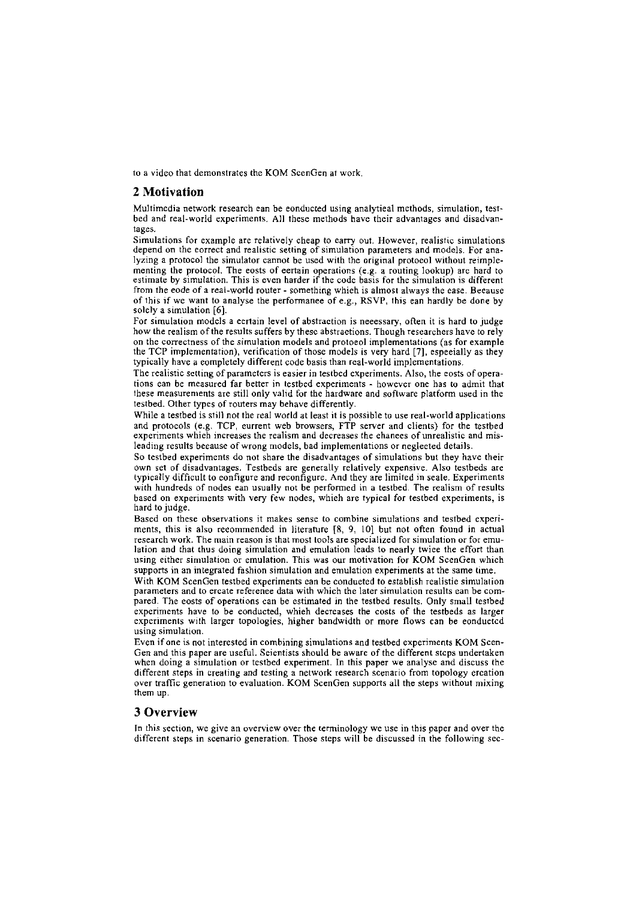to a video that demonstrates the KOM ScenGen at work.

## 2 Motivation

Multimedia network research can be conducted using analytical methods, simulation, testbed and real-world experiments. All these methods have their advantages and disadvantages.

Simulations for example are relatively cheap to carry out. However, realistic simulations depend on the correct and realistic setting of simulation parameters and models. For analyzing a protocol the simulator cannot be used with the original protocol without reimplementing the protocol. The costs of certain operations (e.g. a routing lookup) are hard to estimate by simulation. This is even harder if the code basis for the simulation is different from the code of a real-world router - something which is almost always the case. Because of this if we want to analyse the performance of e.g., RSVP, this can hardly be done by solely a simulation [6].

For simulation models a certain level of abstraction is necessary, often it is hard to judge how the realism of the results suffers by these abstractions. Though researchers have to rely on the correctness of the simulation models and protocol implementations (as for example the TCP implementation), verification of those models is very hard [7], especially as they typically have a completely different code basis than real-world implementations.

The realistic setting of parameters is easier in testbed experiments. Also, the costs of operations can be measured far better in testbed experiments - however one has to admit that these measurements are still only valid for the hardware and software platform used in the testbed. Other types of routers may behave differently.

While a testbed is still not the real world at least it is possible to use real-world applications and protocols (e.g. TCP, current web browsers, FTP server and clients) for the testbed experiments which increases the realism and decreases the chances of unrealistic and misleading results because of wrong models, bad implementations or neglected details.

So testbed experiments do not share the disadvantages of simulations but they have their own set of disadvantages. Testbeds are generally relatively expensive. Also testbeds are typically difficult to configure and reconfigure. And they are limited in scale. Experiments with hundreds of nodes can usually not be performed in a testbed. The realism of results based on experiments with very few nodes, which are typical for testbed experiments, is hard to judge.

Based on these observations it makes sense to combine simulations and testbed experiments, this is also recommended in literature [8, 9, 10] but not often found in actual research work. The main reason is that most tools are specialized for simulation or for emulation and that thus doing simulation and emulation leads to nearly twice the effort than using either simulation or emulation. This was our motivation for KOM ScenGen which supports in an integrated fashion simulation and emulation experiments at the same time.

With KOM ScenGen testbed experiments can be conducted to establish realistic simulation parameters and to create reference data with which the later simulation results can be compared. The costs of operations can be estimated in the testbed results. Only small testbed experiments have to be conducted, which decreases the costs of the testbeds as larger experiments with larger topologies, higher bandwidth or more flows can be conducted using simulation.

Even if one is not interested in combining simulations and testbed experiments KOM ScenGen and this paper are useful. Scientists should be aware of the different steps undertaken when doing a simulation or testbed experiment. In this paper we analyse and discuss the different steps in creating and testing a network research scenario from topology creation over traffic generation to evaluation. KOM ScenGen supports all the steps without mixing them up.

## 3 Overview

In this section, we give an overview over the terminology we use in this paper and over the different steps in scenario generation. Those steps will be discussed in the following sec-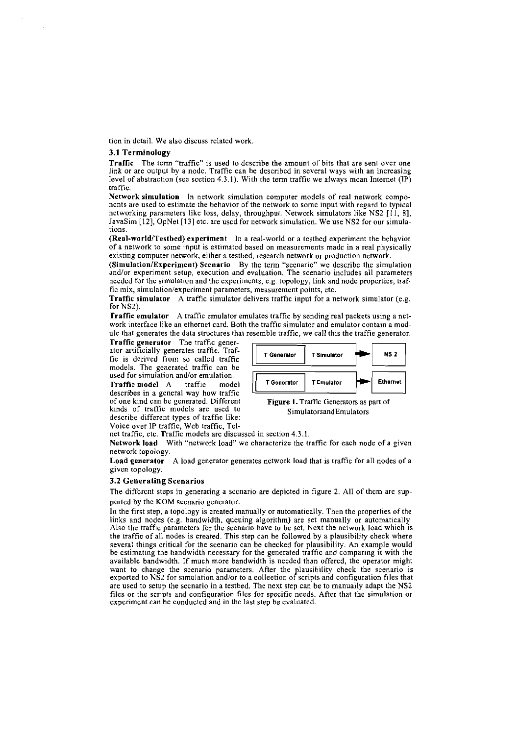tion in detail. We also discuss related work.

### 3.1 Terminology

**Traffic** The term "traffic" is used to describe the amount of bits that are sent over one link or are output by a node. Traffic can be described in several ways with an increasing level of abstraction (see section 4.3.1). With the term traffic we always mean Internet (IP) traffic.

**Network simulation** In network simulation computer models of real network components are used to estimate the behavior of the network to some input with regard to typical networking parameters like loss, delay, throughput. Network simulators like NS2 [11, 8], JavaSim [12], OpNet [13] etc. are used for network simulation. We use NS2 for our simulations.

**(Real-world/Testbed) experiment** In a real-world or a testbed experiment the behavior of a network to some input is estimated based on measurements made in a real physically existing computer network, either a testbed, research network or production network.

**(Simulation/Experiment) Scenario** By the term "scenario" we describe the simulation and/or experiment setup, execution and evaluation. The scenario includes all parameters needed for the simulation and the experiments, e.g. topology, link and node properties, traffic mix, simulation/experiment parameters, measurement points, etc.

**Traffic simulator** A traffic simulator delivers traffic input for a network simulator (e.g. for NS2).

**Traffic emulator** A traffic emulator emulates traffic by sending real packets using a network interface like an ethernet card. Both the traffic simulator and emulator contain a module that generates the data structures that resemble traffic, we call this the traffic generator.

**Traffic generator** The traffic generator artificially generates traffic. Traffic is derived from so called traffic models. The generated traffic can be used for simulation and/or emulation.

**Traffic model** A traffic model describes in a general way how traffic of one kind can be generated. Different kinds of traffic models are used to describe different types of traffic like: Voice over IP traffic, Web traffic, Telnet traffic, etc. Traffic models are discussed in section 4.3.1.

T Generator | T Simulator → NS 2

T Generator | T Emulator → Ethernet

**Figure 1.** Traffic Generators as part of SimulatorsandEmulators

**Network load** With "network load" we characterize the traffic for each node of a given network topology.

**Load generator** A load generator generates network load that is traffic for all nodes of a given topology.

### 3.2 Generating Scenarios

The different steps in generating a scenario are depicted in figure 2. All of them are supported by the KOM scenario generator.

In the first step, a topology is created manually or automatically. Then the properties of the links and nodes (e.g. bandwidth, queuing algorithm) are set manually or automatically. Also the traffic parameters for the scenario have to be set. Next the network load which is the traffic of all nodes is created. This step can be followed by a plausibility check where several things critical for the scenario can be checked for plausibility. An example would be estimating the bandwidth necessary for the generated traffic and comparing it with the available bandwidth. If much more bandwidth is needed than offered, the operator might want to change the scenario parameters. After the plausibility check the scenario is exported to NS2 for simulation and/or to a collection of scripts and configuration files that are used to setup the scenario in a testbed. The next step can be to manually adapt the NS2 files or the scripts and configuration files for specific needs. After that the simulation or experiment can be conducted and in the last step be evaluated.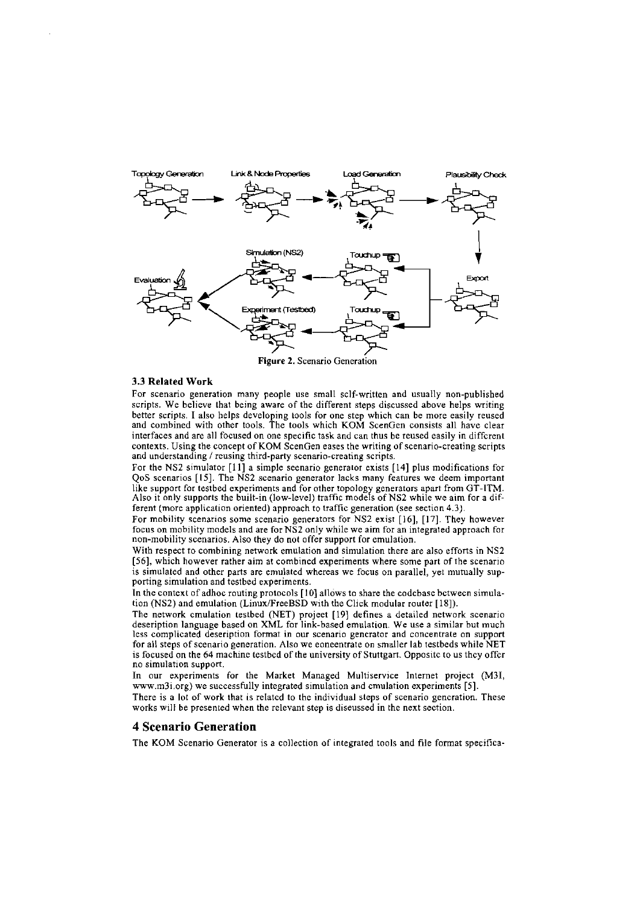**Figure 2.** Scenario Generation

### 3.3 Related Work

For scenario generation many people use small self-written and usually non-published scripts. We believe that being aware of the different steps discussed above helps writing better scripts. I also helps developing tools for one step which can be more easily reused and combined with other tools. The tools which KOM ScenGen consists all have clear interfaces and are all focused on one specific task and can thus be reused easily in different contexts. Using the concept of KOM ScenGen eases the writing of scenario-creating scripts and understanding / reusing third-party scenario-creating scripts.

For the NS2 simulator [11] a simple scenario generator exists [14] plus modifications for QoS scenarios [15]. The NS2 scenario generator lacks many features we deem important like support for testbed experiments and for other topology generators apart from GT-ITM. Also it only supports the built-in (low-level) traffic models of NS2 while we aim for a different (more application oriented) approach to traffic generation (see section 4.3).

For mobility scenarios some scenario generators for NS2 exist [16], [17]. They however focus on mobility models and are for NS2 only while we aim for an integrated approach for non-mobility scenarios. Also they do not offer support for emulation.

With respect to combining network emulation and simulation there are also efforts in NS2 [56], which however rather aim at combined experiments where some part of the scenario is simulated and other parts are emulated whereas we focus on parallel, yet mutually supporting simulation and testbed experiments.

In the context of adhoc routing protocols [10] allows to share the codebase between simulation (NS2) and emulation (Linux/FreeBSD with the Click modular router [18]).

The network emulation testbed (NET) project [19] defines a detailed network scenario description language based on XML for link-based emulation. We use a similar but much less complicated description format in our scenario generator and concentrate on support for all steps of scenario generation. Also we concentrate on smaller lab testbeds while NET is focused on the 64 machine testbed of the university of Stuttgart. Opposite to us they offer no simulation support.

In our experiments for the Market Managed Multiservice Internet project (M3I, www.m3i.org) we successfully integrated simulation and emulation experiments [5].

There is a lot of work that is related to the individual steps of scenario generation. These works will be presented when the relevant step is discussed in the next section.

## 4 Scenario Generation

The KOM Scenario Generator is a collection of integrated tools and file format specifica-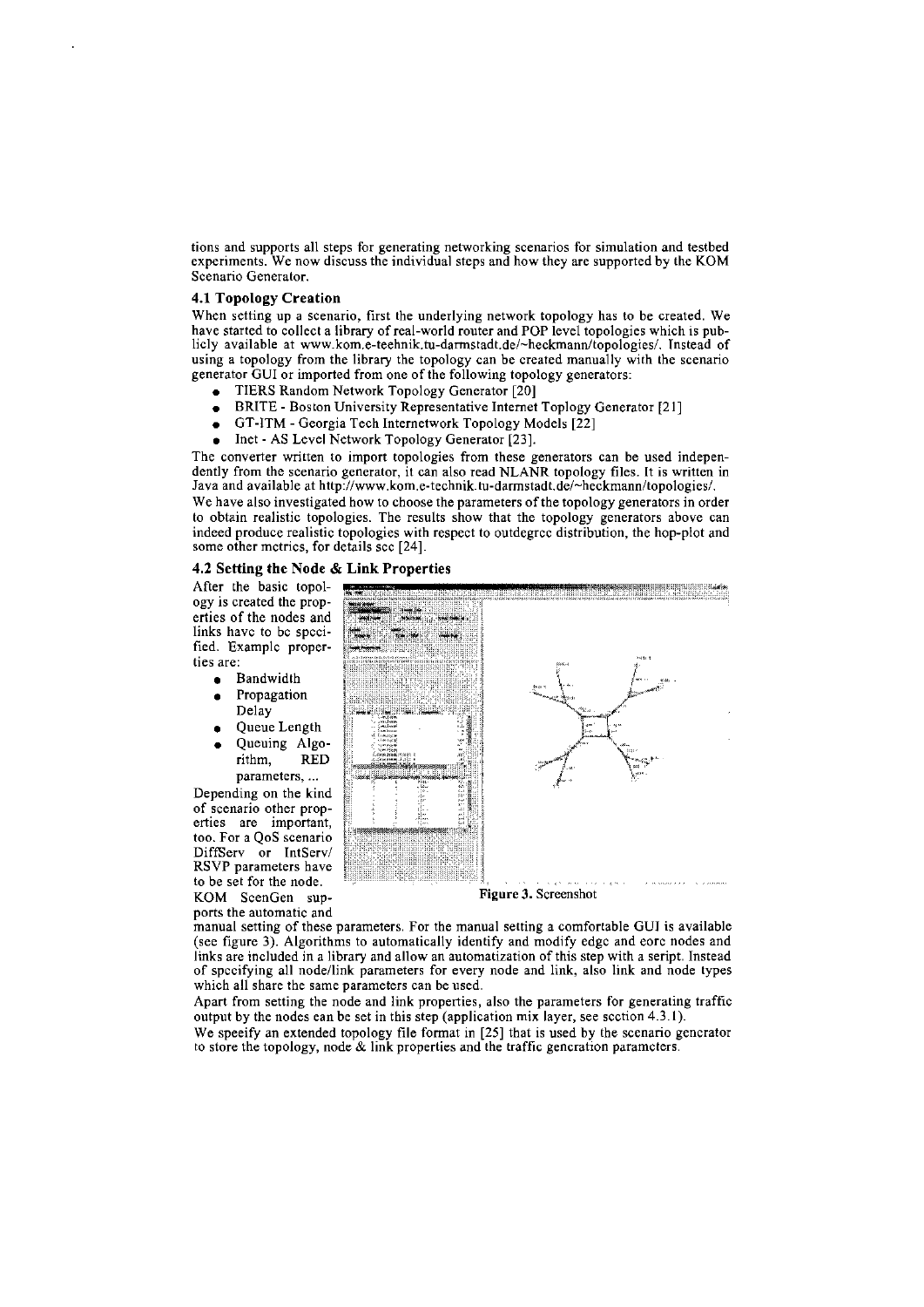tions and supports all steps for generating networking scenarios for simulation and testbed experiments. We now discuss the individual steps and how they are supported by the KOM Scenario Generator.

### 4.1 Topology Creation

When setting up a scenario, first the underlying network topology has to be created. We have started to collect a library of real-world router and POP level topologies which is publicly available at www.kom.e-technik.tu-darmstadt.de/~heckmann/topologies/. Instead of using a topology from the library the topology can be created manually with the scenario generator GUI or imported from one of the following topology generators:

- TIERS Random Network Topology Generator [20]
- BRITE - Boston University Representative Internet Toplogy Generator [21]
- GT-ITM - Georgia Tech Internetwork Topology Models [22]
- Inet - AS Level Network Topology Generator [23].

The converter written to import topologies from these generators can be used independently from the scenario generator, it can also read NLANR topology files. It is written in Java and available at http://www.kom.e-technik.tu-darmstadt.de/~heckmann/topologies/.

We have also investigated how to choose the parameters of the topology generators in order to obtain realistic topologies. The results show that the topology generators above can indeed produce realistic topologies with respect to outdegree distribution, the hop-plot and some other metrics, for details see [24].

### 4.2 Setting the Node & Link Properties

After the basic topology is created the properties of the nodes and links have to be specified. Example properties are:

- Bandwidth
- Propagation Delay
- Queue Length
- Queuing Algorithm, RED parameters, ...

Depending on the kind of scenario other properties are important, too. For a QoS scenario DiffServ or IntServ/RSVP parameters have to be set for the node. KOM ScenGen supports the automatic and manual setting of these parameters. For the manual setting a comfortable GUI is available (see figure 3). Algorithms to automatically identify and modify edge and core nodes and links are included in a library and allow an automatization of this step with a script. Instead of specifying all node/link parameters for every node and link, also link and node types which all share the same parameters can be used.

Figure 3. Screenshot

Apart from setting the node and link properties, also the parameters for generating traffic output by the nodes can be set in this step (application mix layer, see section 4.3.1).

We specify an extended topology file format in [25] that is used by the scenario generator to store the topology, node & link properties and the traffic generation parameters.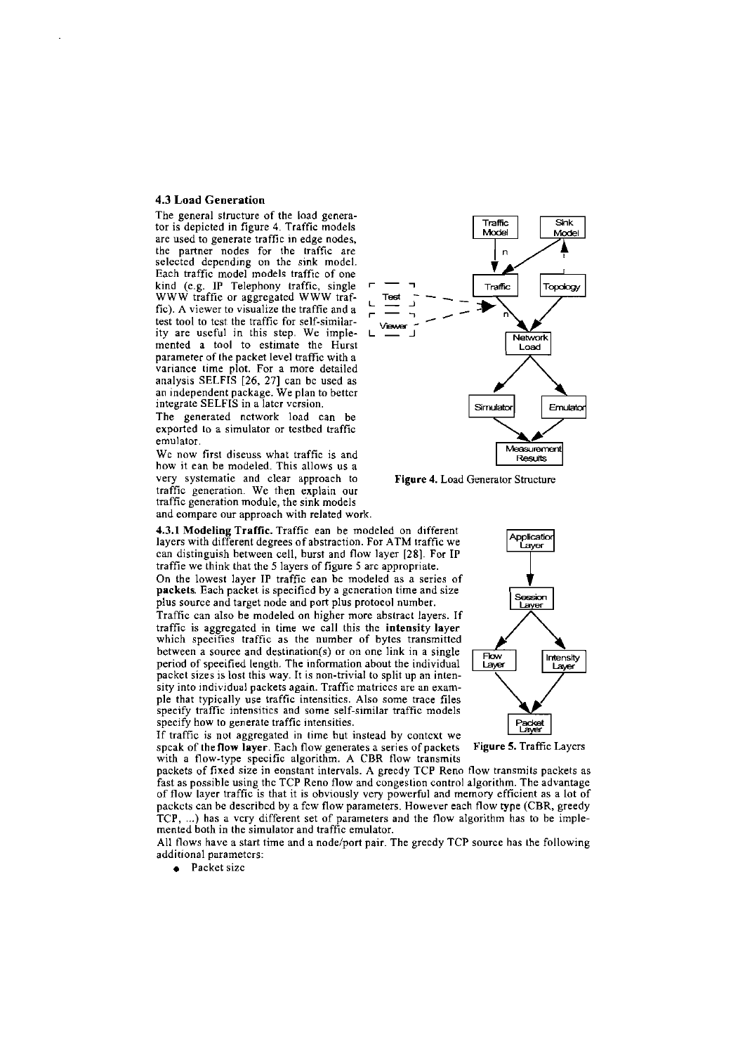### 4.3 Load Generation

The general structure of the load generator is depicted in figure 4. Traffic models are used to generate traffic in edge nodes, the partner nodes for the traffic are selected depending on the sink model. Each traffic model models traffic of one kind (e.g. IP Telephony traffic, single WWW traffic or aggregated WWW traffic). A viewer to visualize the traffic and a test tool to test the traffic for self-similarity are useful in this step. We implemented a tool to estimate the Hurst parameter of the packet level traffic with a variance time plot. For a more detailed analysis SELFIS [26, 27] can be used as an independent package. We plan to better integrate SELFIS in a later version.

The generated network load can be exported to a simulator or testbed traffic emulator.

We now first discuss what traffic is and how it can be modeled. This allows us a very systematic and clear approach to traffic generation. We then explain our traffic generation module, the sink models and compare our approach with related work.

**Figure 4.** Load Generator Structure

**4.3.1 Modeling Traffic.** Traffic can be modeled on different layers with different degrees of abstraction. For ATM traffic we can distinguish between cell, burst and flow layer [28]. For IP traffic we think that the 5 layers of figure 5 are appropriate.

On the lowest layer IP traffic can be modeled as a series of **packets**. Each packet is specified by a generation time and size plus source and target node and port plus protocol number.

Traffic can also be modeled on higher more abstract layers. If traffic is aggregated in time we call this the **intensity layer** which specifies traffic as the number of bytes transmitted between a source and destination(s) or on one link in a single period of specified length. The information about the individual packet sizes is lost this way. It is non-trivial to split up an intensity into individual packets again. Traffic matrices are an example that typically use traffic intensities. Also some trace files specify traffic intensities and some self-similar traffic models specify how to generate traffic intensities.

If traffic is not aggregated in time but instead by context we speak of the **flow layer**. Each flow generates a series of packets with a flow-type specific algorithm. A CBR flow transmits packets of fixed size in constant intervals. A greedy TCP Reno flow transmits packets as fast as possible using the TCP Reno flow and congestion control algorithm. The advantage of flow layer traffic is that it is obviously very powerful and memory efficient as a lot of packets can be described by a few flow parameters. However each flow type (CBR, greedy TCP, ...) has a very different set of parameters and the flow algorithm has to be implemented both in the simulator and traffic emulator.

**Figure 5.** Traffic Layers

All flows have a start time and a node/port pair. The greedy TCP source has the following additional parameters:

- Packet size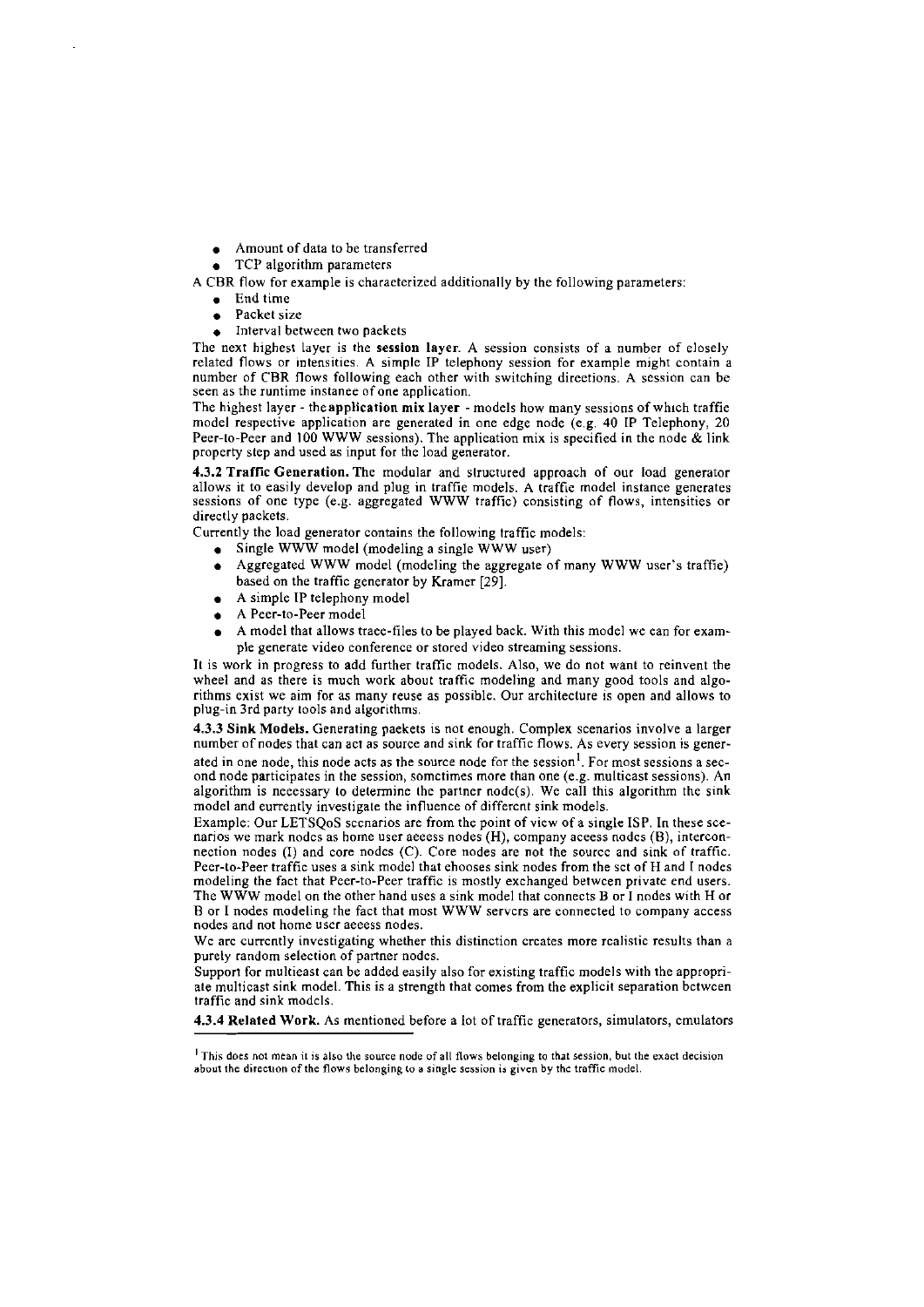- Amount of data to be transferred
- TCP algorithm parameters

A CBR flow for example is characterized additionally by the following parameters:

- End time
- Packet size
- Interval between two packets

The next highest layer is the **session layer**. A session consists of a number of closely related flows or intensities. A simple IP telephony session for example might contain a number of CBR flows following each other with switching directions. A session can be seen as the runtime instance of one application.

The highest layer - the **application mix layer** - models how many sessions of which traffic model respective application are generated in one edge node (e.g. 40 IP Telephony, 20 Peer-to-Peer and 100 WWW sessions). The application mix is specified in the node & link property step and used as input for the load generator.

**4.3.2 Traffic Generation.** The modular and structured approach of our load generator allows it to easily develop and plug in traffic models. A traffic model instance generates sessions of one type (e.g. aggregated WWW traffic) consisting of flows, intensities or directly packets.

Currently the load generator contains the following traffic models:

- Single WWW model (modeling a single WWW user)
- Aggregated WWW model (modeling the aggregate of many WWW user's traffic) based on the traffic generator by Kramer [29].
- A simple IP telephony model
- A Peer-to-Peer model
- A model that allows trace-files to be played back. With this model we can for example generate video conference or stored video streaming sessions.

It is work in progress to add further traffic models. Also, we do not want to reinvent the wheel and as there is much work about traffic modeling and many good tools and algorithms exist we aim for as many reuse as possible. Our architecture is open and allows to plug-in 3rd party tools and algorithms.

**4.3.3 Sink Models.** Generating packets is not enough. Complex scenarios involve a larger number of nodes that can act as source and sink for traffic flows. As every session is generated in one node, this node acts as the source node for the session[1]. For most sessions a second node participates in the session, sometimes more than one (e.g. multicast sessions). An algorithm is necessary to determine the partner node(s). We call this algorithm the sink model and currently investigate the influence of different sink models.

Example: Our LETSQoS scenarios are from the point of view of a single ISP. In these scenarios we mark nodes as home user access nodes (H), company access nodes (B), interconnection nodes (I) and core nodes (C). Core nodes are not the source and sink of traffic. Peer-to-Peer traffic uses a sink model that chooses sink nodes from the set of H and I nodes modeling the fact that Peer-to-Peer traffic is mostly exchanged between private end users. The WWW model on the other hand uses a sink model that connects B or I nodes with H or B or I nodes modeling the fact that most WWW servers are connected to company access nodes and not home user access nodes.

We are currently investigating whether this distinction creates more realistic results than a purely random selection of partner nodes.

Support for multicast can be added easily also for existing traffic models with the appropriate multicast sink model. This is a strength that comes from the explicit separation between traffic and sink models.

**4.3.4 Related Work.** As mentioned before a lot of traffic generators, simulators, emulators

---

[1] This does not mean it is also the source node of all flows belonging to that session, but the exact decision about the direction of the flows belonging to a single session is given by the traffic model.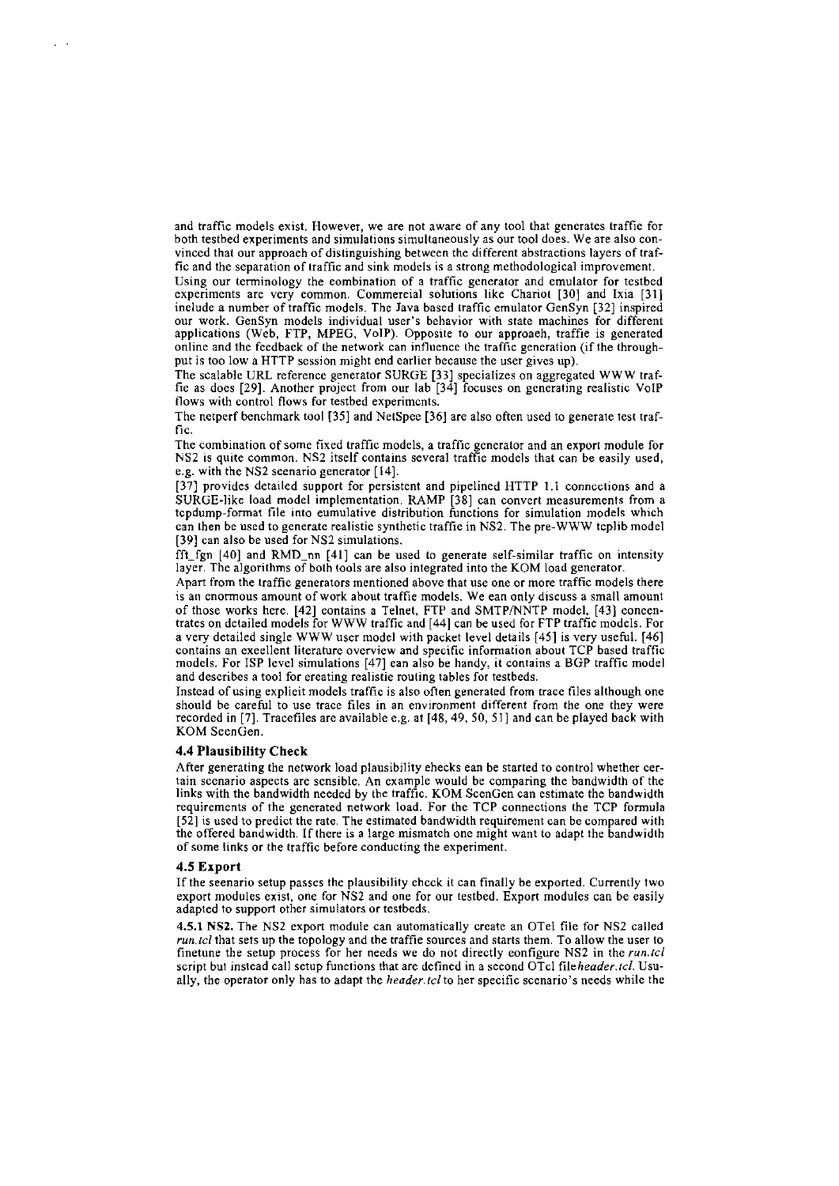and traffic models exist. However, we are not aware of any tool that generates traffic for both testbed experiments and simulations simultaneously as our tool does. We are also convinced that our approach of distinguishing between the different abstractions layers of traffic and the separation of traffic and sink models is a strong methodological improvement.

Using our terminology the combination of a traffic generator and emulator for testbed experiments are very common. Commercial solutions like Chariot [30] and Ixia [31] include a number of traffic models. The Java based traffic emulator GenSyn [32] inspired our work. GenSyn models individual user's behavior with state machines for different applications (Web, FTP, MPEG, VoIP). Opposite to our approach, traffic is generated online and the feedback of the network can influence the traffic generation (if the throughput is too low a HTTP session might end earlier because the user gives up).

The scalable URL reference generator SURGE [33] specializes on aggregated WWW traffic as does [29]. Another project from our lab [34] focuses on generating realistic VoIP flows with control flows for testbed experiments.

The netperf benchmark tool [35] and NetSpec [36] are also often used to generate test traffic.

The combination of some fixed traffic models, a traffic generator and an export module for NS2 is quite common. NS2 itself contains several traffic models that can be easily used, e.g. with the NS2 scenario generator [14].

[37] provides detailed support for persistent and pipelined HTTP 1.1 connections and a SURGE-like load model implementation. RAMP [38] can convert measurements from a tcpdump-format file into cumulative distribution functions for simulation models which can then be used to generate realistic synthetic traffic in NS2. The pre-WWW tcplib model [39] can also be used for NS2 simulations.

fft_fgn [40] and RMD_nn [41] can be used to generate self-similar traffic on intensity layer. The algorithms of both tools are also integrated into the KOM load generator.

Apart from the traffic generators mentioned above that use one or more traffic models there is an enormous amount of work about traffic models. We can only discuss a small amount of those works here. [42] contains a Telnet, FTP and SMTP/NNTP model, [43] concentrates on detailed models for WWW traffic and [44] can be used for FTP traffic models. For a very detailed single WWW user model with packet level details [45] is very useful. [46] contains an excellent literature overview and specific information about TCP based traffic models. For ISP level simulations [47] can also be handy, it contains a BGP traffic model and describes a tool for creating realistic routing tables for testbeds.

Instead of using explicit models traffic is also often generated from trace files although one should be careful to use trace files in an environment different from the one they were recorded in [7]. Tracefiles are available e.g. at [48, 49, 50, 51] and can be played back with KOM ScenGen.

### 4.4 Plausibility Check

After generating the network load plausibility checks can be started to control whether certain scenario aspects are sensible. An example would be comparing the bandwidth of the links with the bandwidth needed by the traffic. KOM ScenGen can estimate the bandwidth requirements of the generated network load. For the TCP connections the TCP formula [52] is used to predict the rate. The estimated bandwidth requirement can be compared with the offered bandwidth. If there is a large mismatch one might want to adapt the bandwidth of some links or the traffic before conducting the experiment.

### 4.5 Export

If the scenario setup passes the plausibility check it can finally be exported. Currently two export modules exist, one for NS2 and one for our testbed. Export modules can be easily adapted to support other simulators or testbeds.

**4.5.1 NS2.** The NS2 export module can automatically create an OTcl file for NS2 called *run.tcl* that sets up the topology and the traffic sources and starts them. To allow the user to finetune the setup process for her needs we do not directly configure NS2 in the *run.tcl* script but instead call setup functions that are defined in a second OTcl file *header.tcl*. Usually, the operator only has to adapt the *header.tcl* to her specific scenario's needs while the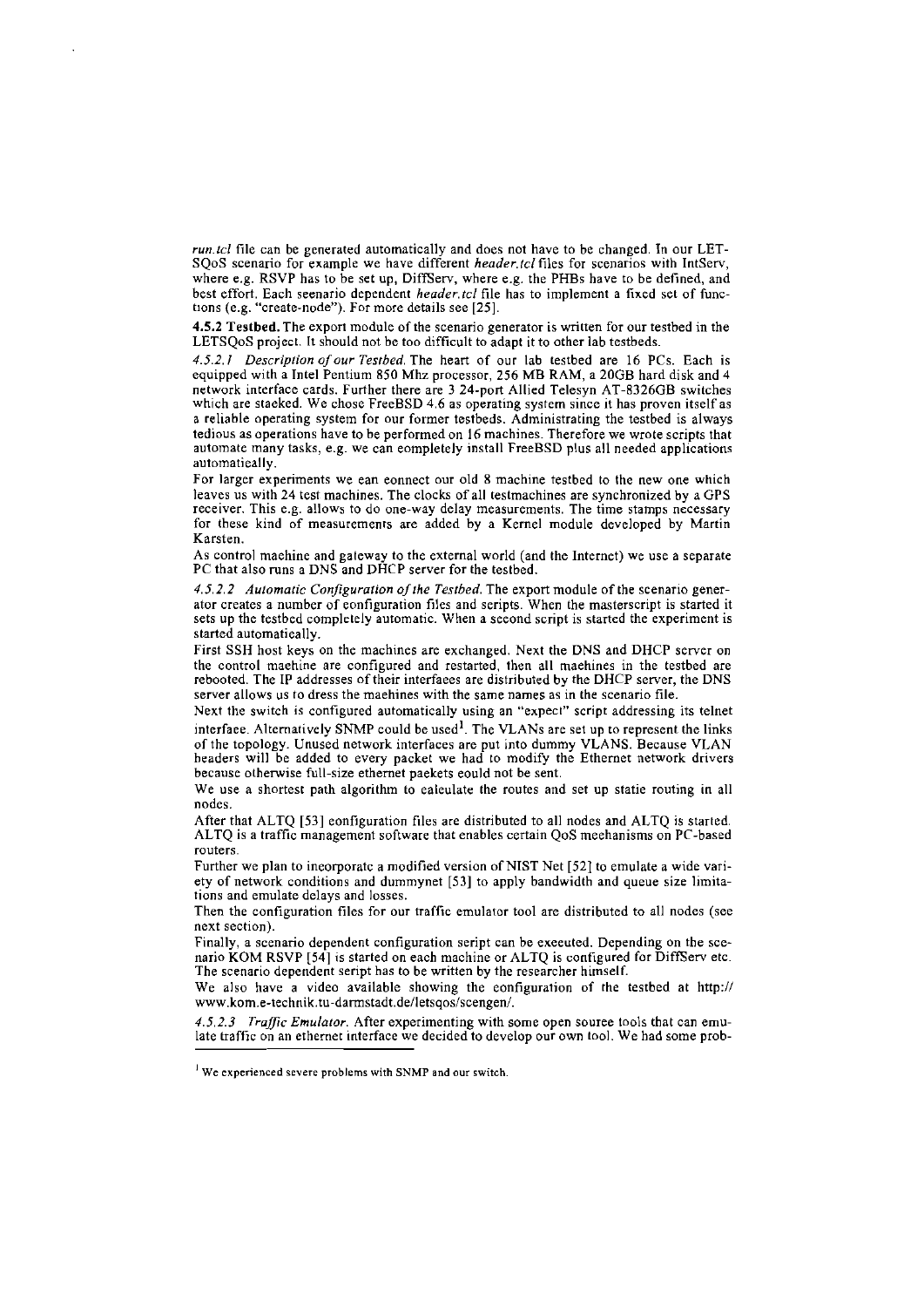*run.tcl* file can be generated automatically and does not have to be changed. In our LETSQoS scenario for example we have different *header.tcl* files for scenarios with IntServ, where e.g. RSVP has to be set up, DiffServ, where e.g. the PHBs have to be defined, and best effort. Each scenario dependent *header.tcl* file has to implement a fixed set of functions (e.g. "create-node"). For more details see [25].

**4.5.2 Testbed.** The export module of the scenario generator is written for our testbed in the LETSQoS project. It should not be too difficult to adapt it to other lab testbeds.

*4.5.2.1 Description of our Testbed.* The heart of our lab testbed are 16 PCs. Each is equipped with a Intel Pentium 850 Mhz processor, 256 MB RAM, a 20GB hard disk and 4 network interface cards. Further there are 3 24-port Allied Telesyn AT-8326GB switches which are stacked. We chose FreeBSD 4.6 as operating system since it has proven itself as a reliable operating system for our former testbeds. Administrating the testbed is always tedious as operations have to be performed on 16 machines. Therefore we wrote scripts that automate many tasks, e.g. we can completely install FreeBSD plus all needed applications automatically.

For larger experiments we can connect our old 8 machine testbed to the new one which leaves us with 24 test machines. The clocks of all testmachines are synchronized by a GPS receiver. This e.g. allows to do one-way delay measurements. The time stamps necessary for these kind of measurements are added by a Kernel module developed by Martin Karsten.

As control machine and gateway to the external world (and the Internet) we use a separate PC that also runs a DNS and DHCP server for the testbed.

*4.5.2.2 Automatic Configuration of the Testbed.* The export module of the scenario generator creates a number of configuration files and scripts. When the masterscript is started it sets up the testbed completely automatic. When a second script is started the experiment is started automatically.

First SSH host keys on the machines are exchanged. Next the DNS and DHCP server on the control machine are configured and restarted, then all machines in the testbed are rebooted. The IP addresses of their interfaces are distributed by the DHCP server, the DNS server allows us to dress the machines with the same names as in the scenario file.

Next the switch is configured automatically using an "expect" script addressing its telnet interface. Alternatively SNMP could be used[1]. The VLANs are set up to represent the links of the topology. Unused network interfaces are put into dummy VLANS. Because VLAN headers will be added to every packet we had to modify the Ethernet network drivers because otherwise full-size ethernet packets could not be sent.

We use a shortest path algorithm to calculate the routes and set up static routing in all nodes.

After that ALTQ [53] configuration files are distributed to all nodes and ALTQ is started. ALTQ is a traffic management software that enables certain QoS mechanisms on PC-based routers.

Further we plan to incorporate a modified version of NIST Net [52] to emulate a wide variety of network conditions and dummynet [53] to apply bandwidth and queue size limitations and emulate delays and losses.

Then the configuration files for our traffic emulator tool are distributed to all nodes (see next section).

Finally, a scenario dependent configuration script can be executed. Depending on the scenario KOM RSVP [54] is started on each machine or ALTQ is configured for DiffServ etc. The scenario dependent script has to be written by the researcher himself.

We also have a video available showing the configuration of the testbed at http://www.kom.e-technik.tu-darmstadt.de/letsqos/scengen/.

*4.5.2.3 Traffic Emulator.* After experimenting with some open source tools that can emulate traffic on an ethernet interface we decided to develop our own tool. We had some prob-

[1] We experienced severe problems with SNMP and our switch.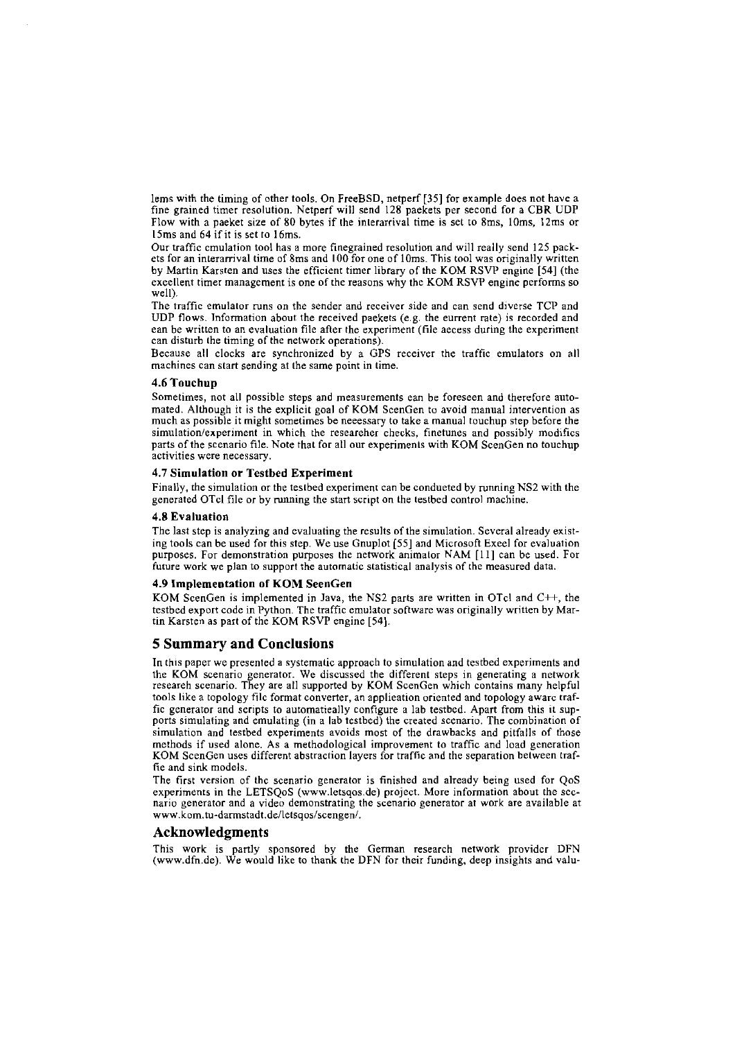lems with the timing of other tools. On FreeBSD, netperf [35] for example does not have a fine grained timer resolution. Netperf will send 128 packets per second for a CBR UDP Flow with a packet size of 80 bytes if the interarrival time is set to 8ms, 10ms, 12ms or 15ms and 64 if it is set to 16ms.

Our traffic emulation tool has a more finegrained resolution and will really send 125 packets for an interarrival time of 8ms and 100 for one of 10ms. This tool was originally written by Martin Karsten and uses the efficient timer library of the KOM RSVP engine [54] (the excellent timer management is one of the reasons why the KOM RSVP engine performs so well).

The traffic emulator runs on the sender and receiver side and can send diverse TCP and UDP flows. Information about the received packets (e.g. the current rate) is recorded and can be written to an evaluation file after the experiment (file access during the experiment can disturb the timing of the network operations).

Because all clocks are synchronized by a GPS receiver the traffic emulators on all machines can start sending at the same point in time.

### 4.6 Touchup

Sometimes, not all possible steps and measurements can be foreseen and therefore automated. Although it is the explicit goal of KOM ScenGen to avoid manual intervention as much as possible it might sometimes be necessary to take a manual touchup step before the simulation/experiment in which the researcher checks, finetunes and possibly modifies parts of the scenario file. Note that for all our experiments with KOM ScenGen no touchup activities were necessary.

### 4.7 Simulation or Testbed Experiment

Finally, the simulation or the testbed experiment can be conducted by running NS2 with the generated OTcl file or by running the start script on the testbed control machine.

### 4.8 Evaluation

The last step is analyzing and evaluating the results of the simulation. Several already existing tools can be used for this step. We use Gnuplot [55] and Microsoft Excel for evaluation purposes. For demonstration purposes the network animator NAM [11] can be used. For future work we plan to support the automatic statistical analysis of the measured data.

### 4.9 Implementation of KOM ScenGen

KOM ScenGen is implemented in Java, the NS2 parts are written in OTcl and C++, the testbed export code in Python. The traffic emulator software was originally written by Martin Karsten as part of the KOM RSVP engine [54].

## 5 Summary and Conclusions

In this paper we presented a systematic approach to simulation and testbed experiments and the KOM scenario generator. We discussed the different steps in generating a network research scenario. They are all supported by KOM ScenGen which contains many helpful tools like a topology file format converter, an application oriented and topology aware traffic generator and scripts to automatically configure a lab testbed. Apart from this it supports simulating and emulating (in a lab testbed) the created scenario. The combination of simulation and testbed experiments avoids most of the drawbacks and pitfalls of those methods if used alone. As a methodological improvement to traffic and load generation KOM ScenGen uses different abstraction layers for traffic and the separation between traffic and sink models.

The first version of the scenario generator is finished and already being used for QoS experiments in the LETSQoS (www.letsqos.de) project. More information about the scenario generator and a video demonstrating the scenario generator at work are available at www.kom.tu-darmstadt.de/letsqos/scengen/.

## Acknowledgments

This work is partly sponsored by the German research network provider DFN (www.dfn.de). We would like to thank the DFN for their funding, deep insights and valu-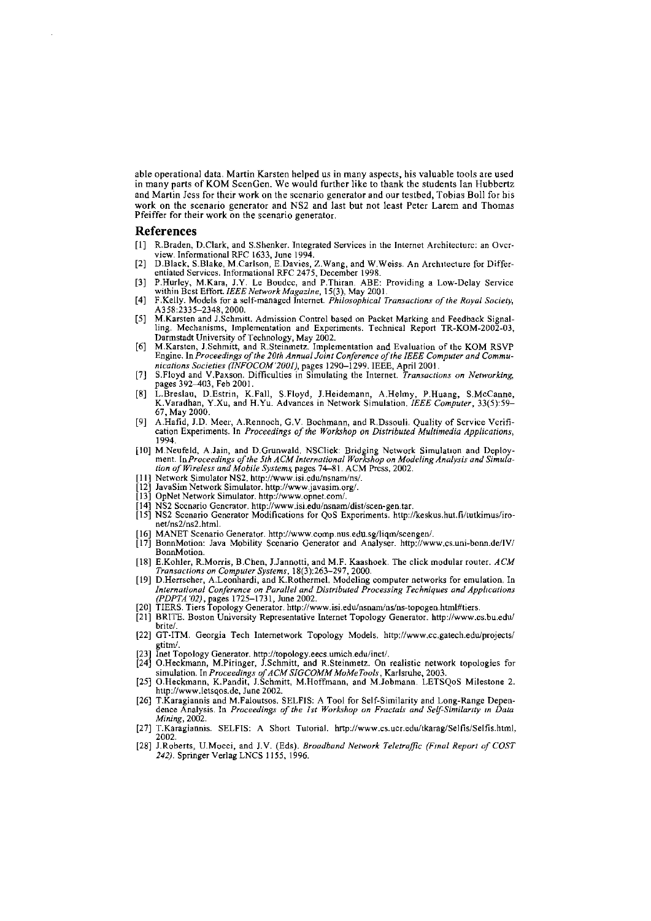able operational data. Martin Karsten helped us in many aspects, his valuable tools are used in many parts of KOM ScenGen. We would further like to thank the students Ian Hubbertz and Martin Jess for their work on the scenario generator and our testbed, Tobias Boll for his work on the scenario generator and NS2 and last but not least Peter Larem and Thomas Pfeiffer for their work on the scenario generator.

## References

[1] R.Braden, D.Clark, and S.Shenker. Integrated Services in the Internet Architecture: an Overview. Informational RFC 1633, June 1994.

[2] D.Black, S.Blake, M.Carlson, E.Davies, Z.Wang, and W.Weiss. An Architecture for Differentiated Services. Informational RFC 2475, December 1998.

[3] P.Hurley, M.Kara, J.Y. Le Boudec, and P.Thiran. ABE: Providing a Low-Delay Service within Best Effort. *IEEE Network Magazine*, 15(3), May 2001.

[4] F.Kelly. Models for a self-managed Internet. *Philosophical Transactions of the Royal Society*, A358:2335–2348, 2000.

[5] M.Karsten and J.Schmitt. Admission Control based on Packet Marking and Feedback Signalling. Mechanisms, Implementation and Experiments. Technical Report TR-KOM-2002-03, Darmstadt University of Technology, May 2002.

[6] M.Karsten, J.Schmitt, and R.Steinmetz. Implementation and Evaluation of the KOM RSVP Engine. In *Proceedings of the 20th Annual Joint Conference of the IEEE Computer and Communications Societies (INFOCOM'2001)*, pages 1290–1299. IEEE, April 2001.

[7] S.Floyd and V.Paxson. Difficulties in Simulating the Internet. *Transactions on Networking*, pages 392–403, Feb 2001.

[8] L.Breslau, D.Estrin, K.Fall, S.Floyd, J.Heidemann, A.Helmy, P.Huang, S.McCanne, K.Varadhan, Y.Xu, and H.Yu. Advances in Network Simulation. *IEEE Computer*, 33(5):59–67, May 2000.

[9] A.Hafid, J.D. Meer, A.Rennoch, G.V. Bochmann, and R.Dssouli. Quality of Service Verification Experiments. In *Proceedings of the Workshop on Distributed Multimedia Applications*, 1994.

[10] M.Neufeld, A.Jain, and D.Grunwald. NSClick: Bridging Network Simulation and Deployment. In *Proceedings of the 5th ACM International Workshop on Modeling Analysis and Simulation of Wireless and Mobile Systems*, pages 74–81. ACM Press, 2002.

[11] Network Simulator NS2. http://www.isi.edu/nsnam/ns/.

[12] JavaSim Network Simulator. http://www.javasim.org/.

[13] OpNet Network Simulator. http://www.opnet.com/.

[14] NS2 Scenario Generator. http://www.isi.edu/nsnam/dist/scen-gen.tar.

[15] NS2 Scenario Generator Modifications for QoS Experiments. http://keskus.hut.fi/tutkimus/ironet/ns2/ns2.html.

[16] MANET Scenario Generator. http://www.comp.nus.edu.sg/liqm/scengen/.

[17] BonnMotion: Java Mobility Scenario Generator and Analyser. http://www.cs.uni-bonn.de/IV/BonnMotion.

[18] E.Kohler, R.Morris, B.Chen, J.Jannotti, and M.F. Kaashoek. The click modular router. *ACM Transactions on Computer Systems*, 18(3):263–297, 2000.

[19] D.Herrscher, A.Leonhardi, and K.Rothermel. Modeling computer networks for emulation. In *International Conference on Parallel and Distributed Processing Techniques and Applications (PDPTA'02)*, pages 1725–1731, June 2002.

[20] TIERS. Tiers Topology Generator. http://www.isi.edu/nsnam/ns/ns-topogen.html#tiers.

[21] BRITE. Boston University Representative Internet Topology Generator. http://www.cs.bu.edu/brite/.

[22] GT-ITM. Georgia Tech Internetwork Topology Models. http://www.cc.gatech.edu/projects/gtitm/.

[23] Inet Topology Generator. http://topology.eecs.umich.edu/inet/.

[24] O.Heckmann, M.Piringer, J.Schmitt, and R.Steinmetz. On realistic network topologies for simulation. In *Proceedings of ACM SIGCOMM MoMeTools*, Karlsruhe, 2003.

[25] O.Heckmann, K.Pandit, J.Schmitt, M.Hoffmann, and M.Jobmann. LETSQoS Milestone 2. http://www.letsqos.de, June 2002.

[26] T.Karagiannis and M.Faloutsos. SELFIS: A Tool for Self-Similarity and Long-Range Dependence Analysis. In *Proceedings of the 1st Workshop on Fractals and Self-Similarity in Data Mining*, 2002.

[27] T.Karagiannis. SELFIS: A Short Tutorial. http://www.cs.ucr.edu/tkarag/Selfis/Selfis.html, 2002.

[28] J.Roberts, U.Mocci, and J.V. (Eds). *Broadband Network Teletraffic (Final Report of COST 242)*. Springer Verlag LNCS 1155, 1996.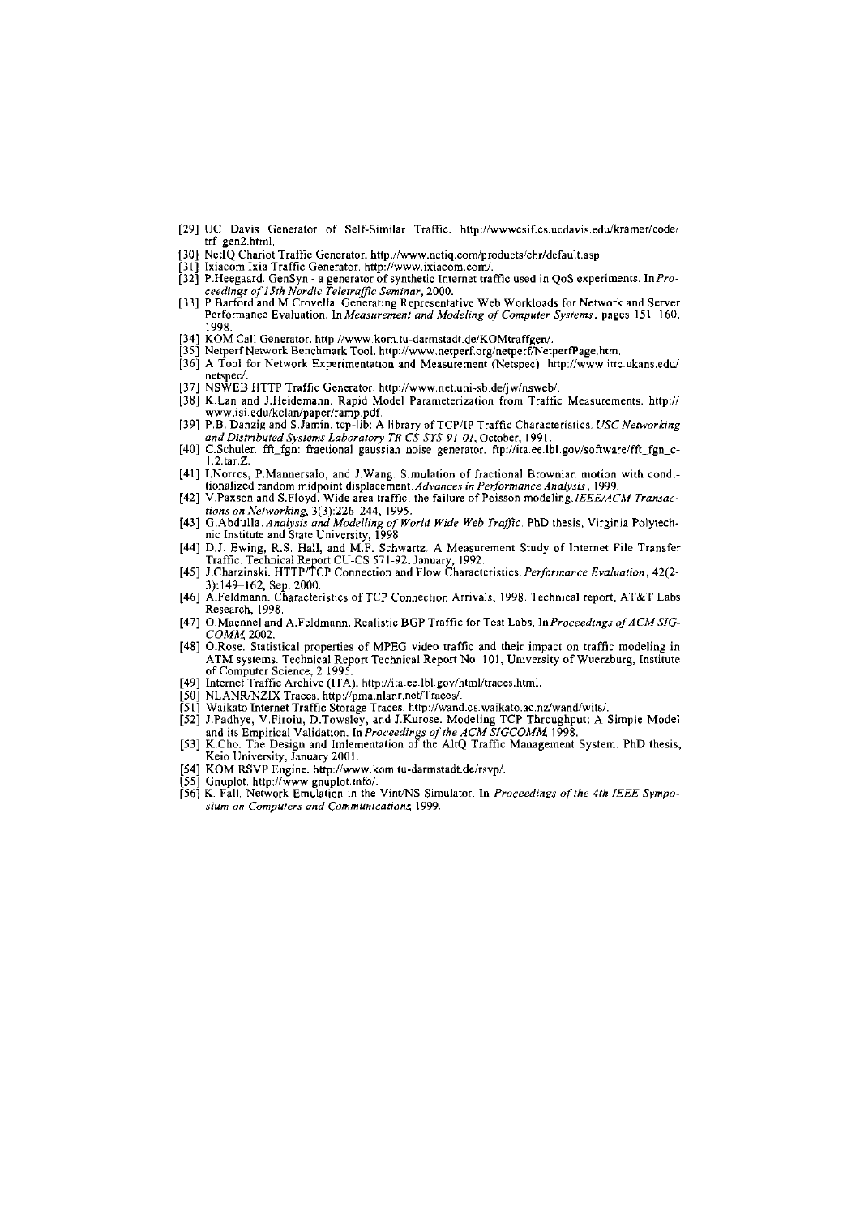[29] UC Davis Generator of Self-Similar Traffic. http://wwwcsif.cs.ucdavis.edu/kramer/code/trf_gen2.html.

[30] NetIQ Chariot Traffic Generator. http://www.netiq.com/products/chr/default.asp.

[31] Ixiacom Ixia Traffic Generator. http://www.ixiacom.com/.

[32] P.Heegaard. GenSyn - a generator of synthetic Internet traffic used in QoS experiments. In *Proceedings of 15th Nordic Teletraffic Seminar*, 2000.

[33] P.Barford and M.Crovella. Generating Representative Web Workloads for Network and Server Performance Evaluation. In *Measurement and Modeling of Computer Systems*, pages 151–160, 1998.

[34] KOM Call Generator. http://www.kom.tu-darmstadt.de/KOMtraffgen/.

[35] Netperf Network Benchmark Tool. http://www.netperf.org/netperf/NetperfPage.htm.

[36] A Tool for Network Experimentation and Measurement (Netspec). http://www.ittc.ukans.edu/netspec/.

[37] NSWEB HTTP Traffic Generator. http://www.net.uni-sb.de/jw/nsweb/.

[38] K.Lan and J.Heidemann. Rapid Model Parameterization from Traffic Measurements. http://www.isi.edu/kclan/paper/ramp.pdf.

[39] P.B. Danzig and S.Jamin. tcp-lib: A library of TCP/IP Traffic Characteristics. *USC Networking and Distributed Systems Laboratory TR CS-SYS-91-01*, October, 1991.

[40] C.Schuler. fft_fgn: fractional gaussian noise generator. ftp://ita.ee.lbl.gov/software/fft_fgn_c-1.2.tar.Z.

[41] I.Norros, P.Mannersalo, and J.Wang. Simulation of fractional Brownian motion with conditionalized random midpoint displacement. *Advances in Performance Analysis*, 1999.

[42] V.Paxson and S.Floyd. Wide area traffic: the failure of Poisson modeling. *IEEE/ACM Transactions on Networking*, 3(3):226–244, 1995.

[43] G.Abdulla. *Analysis and Modelling of World Wide Web Traffic*. PhD thesis, Virginia Polytechnic Institute and State University, 1998.

[44] D.J. Ewing, R.S. Hall, and M.F. Schwartz. A Measurement Study of Internet File Transfer Traffic. Technical Report CU-CS 571-92, January, 1992.

[45] J.Charzinski. HTTP/TCP Connection and Flow Characteristics. *Performance Evaluation*, 42(2-3):149–162, Sep. 2000.

[46] A.Feldmann. Characteristics of TCP Connection Arrivals, 1998. Technical report, AT&T Labs Research, 1998.

[47] O.Maennel and A.Feldmann. Realistic BGP Traffic for Test Labs. In *Proceedings of ACM SIGCOMM*, 2002.

[48] O.Rose. Statistical properties of MPEG video traffic and their impact on traffic modeling in ATM systems. Technical Report Technical Report No. 101, University of Wuerzburg, Institute of Computer Science, 2 1995.

[49] Internet Traffic Archive (ITA). http://ita.ee.lbl.gov/html/traces.html.

[50] NLANR/NZIX Traces. http://pma.nlanr.net/Traces/.

[51] Waikato Internet Traffic Storage Traces. http://wand.cs.waikato.ac.nz/wand/wits/.

[52] J.Padhye, V.Firoiu, D.Towsley, and J.Kurose. Modeling TCP Throughput: A Simple Model and its Empirical Validation. In *Proceedings of the ACM SIGCOMM*, 1998.

[53] K.Cho. The Design and Imlementation of the AltQ Traffic Management System. PhD thesis, Keio University, January 2001.

[54] KOM RSVP Engine. http://www.kom.tu-darmstadt.de/rsvp/.

[55] Gnuplot. http://www.gnuplot.info/.

[56] K. Fall. Network Emulation in the Vint/NS Simulator. In *Proceedings of the 4th IEEE Symposium on Computers and Communications*, 1999.